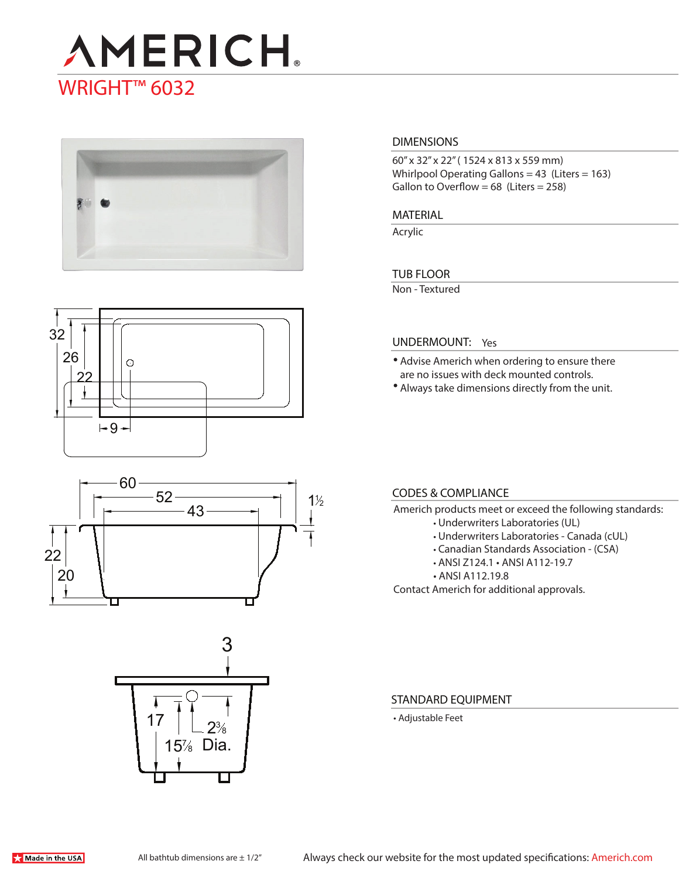# AMERICH®

## WRIGHT™ 6032

### DIMENSIONS

60" x 32" x 22" ( 1524 x 813 x 559 mm)
Whirlpool Operating Gallons = 43 (Liters = 163)
Gallon to Overflow = 68 (Liters = 258)

### MATERIAL

Acrylic

### TUB FLOOR

Non - Textured

### UNDERMOUNT: Yes

- Advise Americh when ordering to ensure there are no issues with deck mounted controls.
- Always take dimensions directly from the unit.

### CODES & COMPLIANCE

Americh products meet or exceed the following standards:

- Underwriters Laboratories (UL)
- Underwriters Laboratories - Canada (cUL)
- Canadian Standards Association - (CSA)
- ANSI Z124.1 • ANSI A112-19.7
- ANSI A112.19.8

Contact Americh for additional approvals.

### STANDARD EQUIPMENT

- Adjustable Feet

Made in the USA

All bathtub dimensions are ± 1/2"

Always check our website for the most updated specifications: Americh.com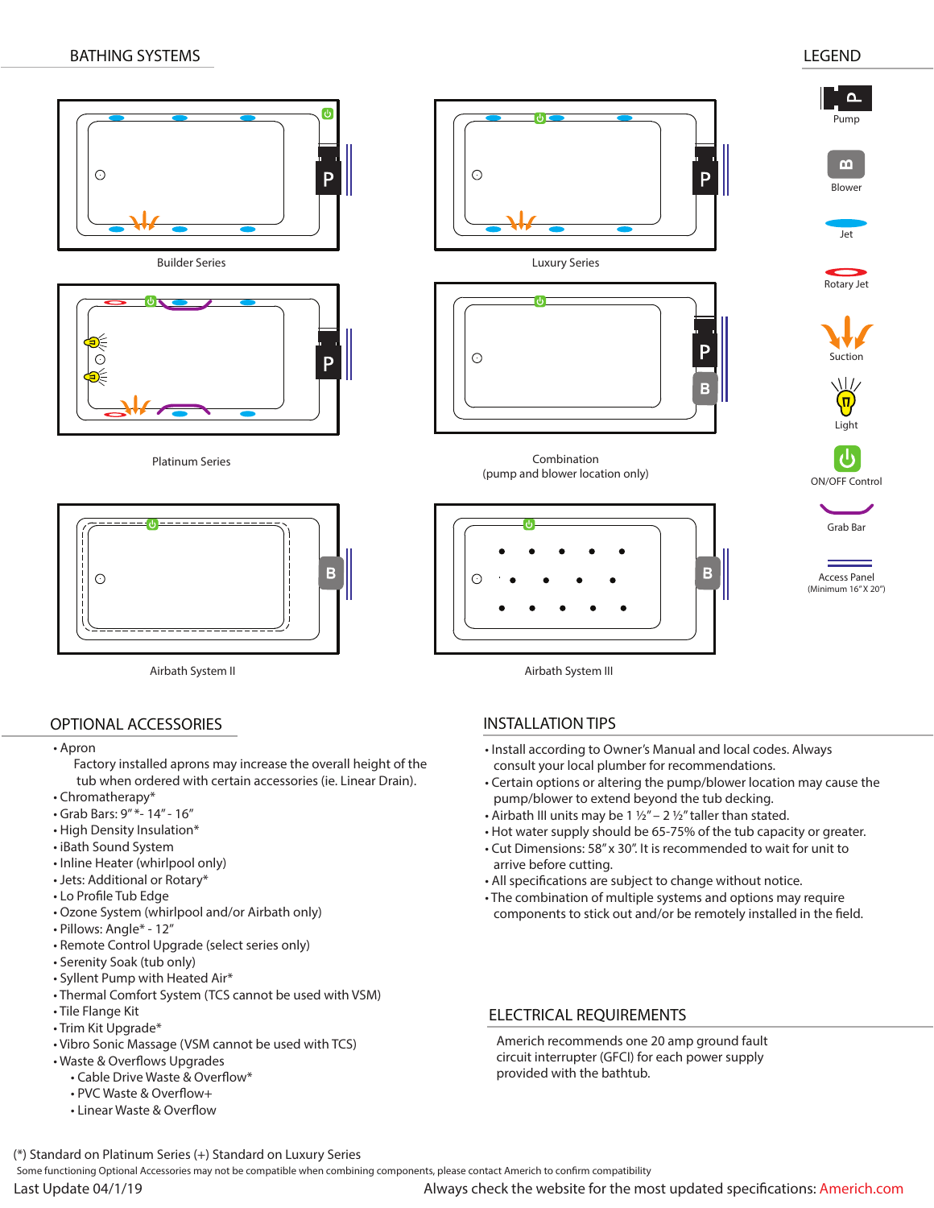## BATHING SYSTEMS

Builder Series

Luxury Series

Platinum Series

Combination
(pump and blower location only)

Airbath System II

Airbath System III

## LEGEND

Pump

Blower

Jet

Rotary Jet

Suction

Light

ON/OFF Control

Grab Bar

Access Panel
(Minimum 16" X 20")

## OPTIONAL ACCESSORIES

- Apron
  Factory installed aprons may increase the overall height of the tub when ordered with certain accessories (ie. Linear Drain).
- Chromatherapy*
- Grab Bars: 9"*- 14" - 16"
- High Density Insulation*
- iBath Sound System
- Inline Heater (whirlpool only)
- Jets: Additional or Rotary*
- Lo Profile Tub Edge
- Ozone System (whirlpool and/or Airbath only)
- Pillows: Angle* - 12"
- Remote Control Upgrade (select series only)
- Serenity Soak (tub only)
- Syllent Pump with Heated Air*
- Thermal Comfort System (TCS cannot be used with VSM)
- Tile Flange Kit
- Trim Kit Upgrade*
- Vibro Sonic Massage (VSM cannot be used with TCS)
- Waste & Overflows Upgrades
  - Cable Drive Waste & Overflow*
  - PVC Waste & Overflow+
  - Linear Waste & Overflow

## INSTALLATION TIPS

- Install according to Owner's Manual and local codes. Always consult your local plumber for recommendations.
- Certain options or altering the pump/blower location may cause the pump/blower to extend beyond the tub decking.
- Airbath III units may be 1 ½" – 2 ½" taller than stated.
- Hot water supply should be 65-75% of the tub capacity or greater.
- Cut Dimensions: 58" x 30". It is recommended to wait for unit to arrive before cutting.
- All specifications are subject to change without notice.
- The combination of multiple systems and options may require components to stick out and/or be remotely installed in the field.

## ELECTRICAL REQUIREMENTS

Americh recommends one 20 amp ground fault circuit interrupter (GFCI) for each power supply provided with the bathtub.

(*) Standard on Platinum Series (+) Standard on Luxury Series

Some functioning Optional Accessories may not be compatible when combining components, please contact Americh to confirm compatibility

Last Update 04/1/19

Always check the website for the most updated specifications: Americh.com